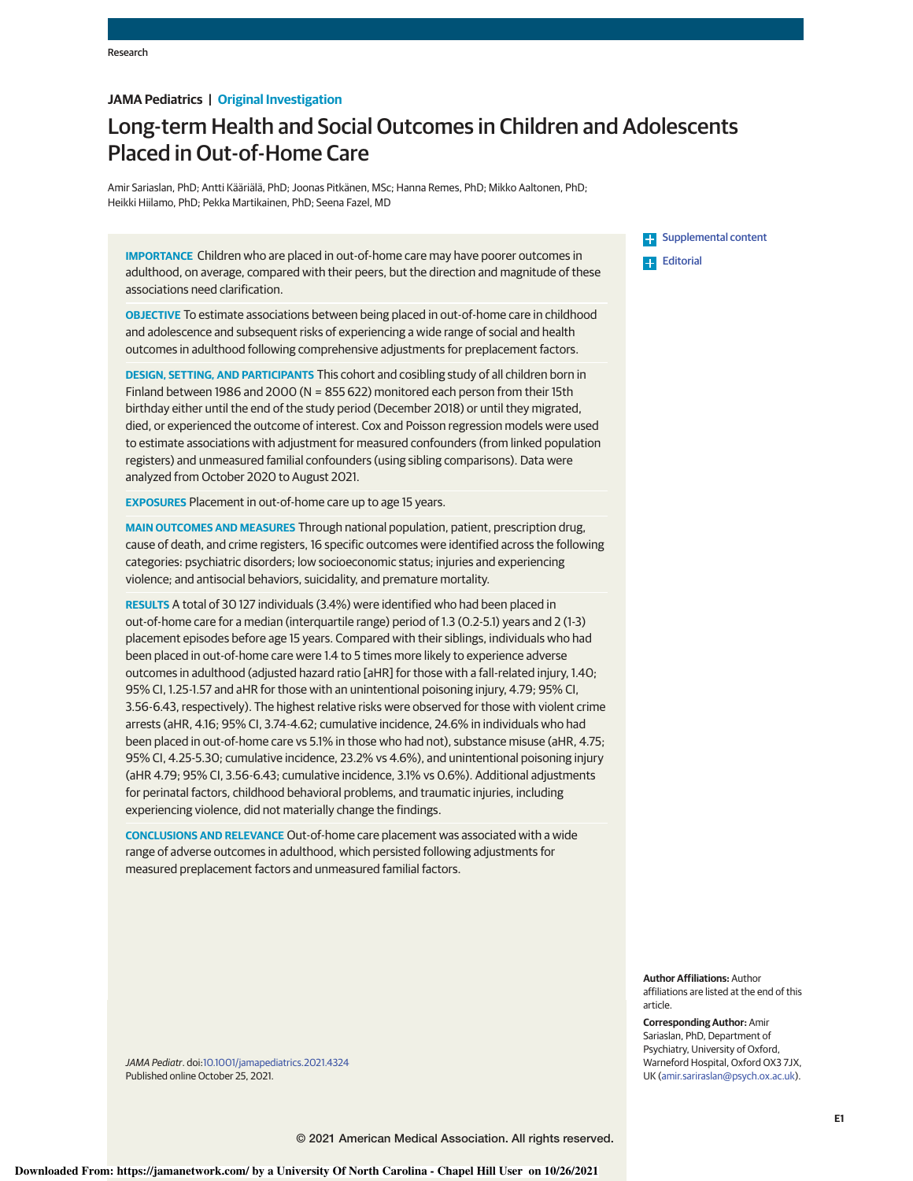Research

**JAMA Pediatrics | Original Investigation**

# Long-term Health and Social Outcomes in Children and Adolescents Placed in Out-of-Home Care

Amir Sariaslan, PhD; Antti Kääriälä, PhD; Joonas Pitkänen, MSc; Hanna Remes, PhD; Mikko Aaltonen, PhD; Heikki Hiilamo, PhD; Pekka Martikainen, PhD; Seena Fazel, MD

Supplemental content

Editorial

**IMPORTANCE** Children who are placed in out-of-home care may have poorer outcomes in adulthood, on average, compared with their peers, but the direction and magnitude of these associations need clarification.

**OBJECTIVE** To estimate associations between being placed in out-of-home care in childhood and adolescence and subsequent risks of experiencing a wide range of social and health outcomes in adulthood following comprehensive adjustments for preplacement factors.

**DESIGN, SETTING, AND PARTICIPANTS** This cohort and cosibling study of all children born in Finland between 1986 and 2000 (N = 855 622) monitored each person from their 15th birthday either until the end of the study period (December 2018) or until they migrated, died, or experienced the outcome of interest. Cox and Poisson regression models were used to estimate associations with adjustment for measured confounders (from linked population registers) and unmeasured familial confounders (using sibling comparisons). Data were analyzed from October 2020 to August 2021.

**EXPOSURES** Placement in out-of-home care up to age 15 years.

**MAIN OUTCOMES AND MEASURES** Through national population, patient, prescription drug, cause of death, and crime registers, 16 specific outcomes were identified across the following categories: psychiatric disorders; low socioeconomic status; injuries and experiencing violence; and antisocial behaviors, suicidality, and premature mortality.

**RESULTS** A total of 30 127 individuals (3.4%) were identified who had been placed in out-of-home care for a median (interquartile range) period of 1.3 (0.2-5.1) years and 2 (1-3) placement episodes before age 15 years. Compared with their siblings, individuals who had been placed in out-of-home care were 1.4 to 5 times more likely to experience adverse outcomes in adulthood (adjusted hazard ratio [aHR] for those with a fall-related injury, 1.40; 95% CI, 1.25-1.57 and aHR for those with an unintentional poisoning injury, 4.79; 95% CI, 3.56-6.43, respectively). The highest relative risks were observed for those with violent crime arrests (aHR, 4.16; 95% CI, 3.74-4.62; cumulative incidence, 24.6% in individuals who had been placed in out-of-home care vs 5.1% in those who had not), substance misuse (aHR, 4.75; 95% CI, 4.25-5.30; cumulative incidence, 23.2% vs 4.6%), and unintentional poisoning injury (aHR 4.79; 95% CI, 3.56-6.43; cumulative incidence, 3.1% vs 0.6%). Additional adjustments for perinatal factors, childhood behavioral problems, and traumatic injuries, including experiencing violence, did not materially change the findings.

**CONCLUSIONS AND RELEVANCE** Out-of-home care placement was associated with a wide range of adverse outcomes in adulthood, which persisted following adjustments for measured preplacement factors and unmeasured familial factors.

*JAMA Pediatr*. doi:10.1001/jamapediatrics.2021.4324
Published online October 25, 2021.

**Author Affiliations:** Author affiliations are listed at the end of this article.

**Corresponding Author:** Amir Sariaslan, PhD, Department of Psychiatry, University of Oxford, Warneford Hospital, Oxford OX3 7JX, UK (amir.sariraslan@psych.ox.ac.uk).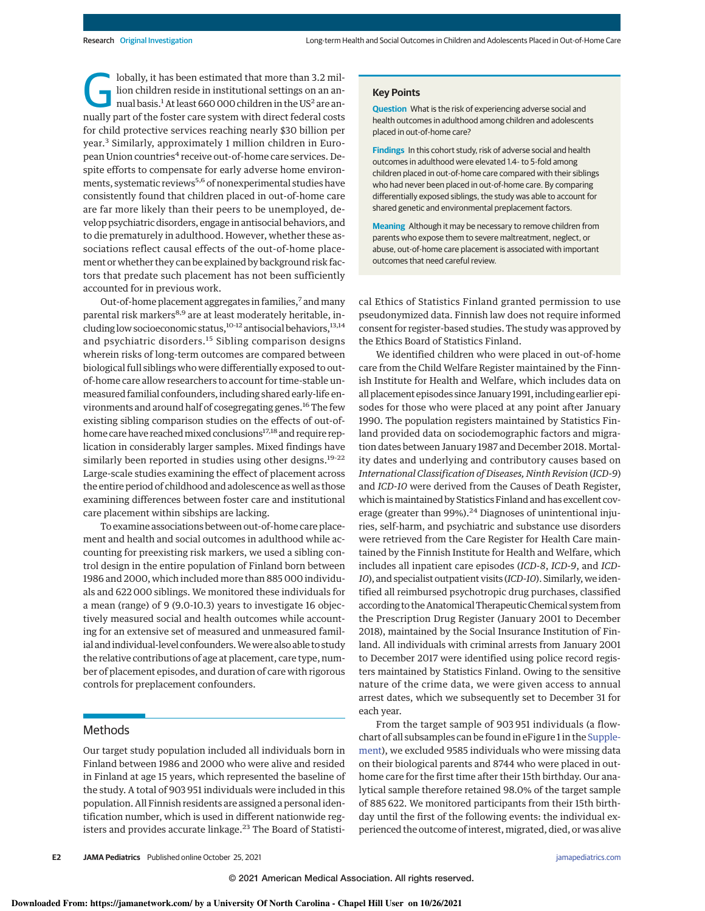Globally, it has been estimated that more than 3.2 million children reside in institutional settings on an annual basis.[1] At least 660 000 children in the US[2] are annually part of the foster care system with direct federal costs for child protective services reaching nearly $30 billion per year.[3] Similarly, approximately 1 million children in European Union countries[4] receive out-of-home care services. Despite efforts to compensate for early adverse home environments, systematic reviews[5,6] of nonexperimental studies have consistently found that children placed in out-of-home care are far more likely than their peers to be unemployed, develop psychiatric disorders, engage in antisocial behaviors, and to die prematurely in adulthood. However, whether these associations reflect causal effects of the out-of-home placement or whether they can be explained by background risk factors that predate such placement has not been sufficiently accounted for in previous work.

Out-of-home placement aggregates in families,[7] and many parental risk markers[8,9] are at least moderately heritable, including low socioeconomic status,[10-12] antisocial behaviors,[13,14] and psychiatric disorders.[15] Sibling comparison designs wherein risks of long-term outcomes are compared between biological full siblings who were differentially exposed to out-of-home care allow researchers to account for time-stable unmeasured familial confounders, including shared early-life environments and around half of cosegregating genes.[16] The few existing sibling comparison studies on the effects of out-of-home care have reached mixed conclusions[17,18] and require replication in considerably larger samples. Mixed findings have similarly been reported in studies using other designs.[19-22] Large-scale studies examining the effect of placement across the entire period of childhood and adolescence as well as those examining differences between foster care and institutional care placement within sibships are lacking.

To examine associations between out-of-home care placement and health and social outcomes in adulthood while accounting for preexisting risk markers, we used a sibling control design in the entire population of Finland born between 1986 and 2000, which included more than 885 000 individuals and 622 000 siblings. We monitored these individuals for a mean (range) of 9 (9.0-10.3) years to investigate 16 objectively measured social and health outcomes while accounting for an extensive set of measured and unmeasured familial and individual-level confounders. We were also able to study the relative contributions of age at placement, care type, number of placement episodes, and duration of care with rigorous controls for preplacement confounders.

**Key Points**

**Question** What is the risk of experiencing adverse social and health outcomes in adulthood among children and adolescents placed in out-of-home care?

**Findings** In this cohort study, risk of adverse social and health outcomes in adulthood were elevated 1.4- to 5-fold among children placed in out-of-home care compared with their siblings who had never been placed in out-of-home care. By comparing differentially exposed siblings, the study was able to account for shared genetic and environmental preplacement factors.

**Meaning** Although it may be necessary to remove children from parents who expose them to severe maltreatment, neglect, or abuse, out-of-home care placement is associated with important outcomes that need careful review.

## Methods

Our target study population included all individuals born in Finland between 1986 and 2000 who were alive and resided in Finland at age 15 years, which represented the baseline of the study. A total of 903 951 individuals were included in this population. All Finnish residents are assigned a personal identification number, which is used in different nationwide registers and provides accurate linkage.[23] The Board of Statistical Ethics of Statistics Finland granted permission to use pseudonymized data. Finnish law does not require informed consent for register-based studies. The study was approved by the Ethics Board of Statistics Finland.

We identified children who were placed in out-of-home care from the Child Welfare Register maintained by the Finnish Institute for Health and Welfare, which includes data on all placement episodes since January 1991, including earlier episodes for those who were placed at any point after January 1990. The population registers maintained by Statistics Finland provided data on sociodemographic factors and migration dates between January 1987 and December 2018. Mortality dates and underlying and contributory causes based on *International Classification of Diseases, Ninth Revision* (*ICD-9*) and *ICD-10* were derived from the Causes of Death Register, which is maintained by Statistics Finland and has excellent coverage (greater than 99%).[24] Diagnoses of unintentional injuries, self-harm, and psychiatric and substance use disorders were retrieved from the Care Register for Health Care maintained by the Finnish Institute for Health and Welfare, which includes all inpatient care episodes (*ICD-8*, *ICD-9*, and *ICD-10*), and specialist outpatient visits (*ICD-10*). Similarly, we identified all reimbursed psychotropic drug purchases, classified according to the Anatomical Therapeutic Chemical system from the Prescription Drug Register (January 2001 to December 2018), maintained by the Social Insurance Institution of Finland. All individuals with criminal arrests from January 2001 to December 2017 were identified using police record registers maintained by Statistics Finland. Owing to the sensitive nature of the crime data, we were given access to annual arrest dates, which we subsequently set to December 31 for each year.

From the target sample of 903 951 individuals (a flowchart of all subsamples can be found in eFigure 1 in the Supplement), we excluded 9585 individuals who were missing data on their biological parents and 8744 who were placed in out-home care for the first time after their 15th birthday. Our analytical sample therefore retained 98.0% of the target sample of 885 622. We monitored participants from their 15th birthday until the first of the following events: the individual experienced the outcome of interest, migrated, died, or was alive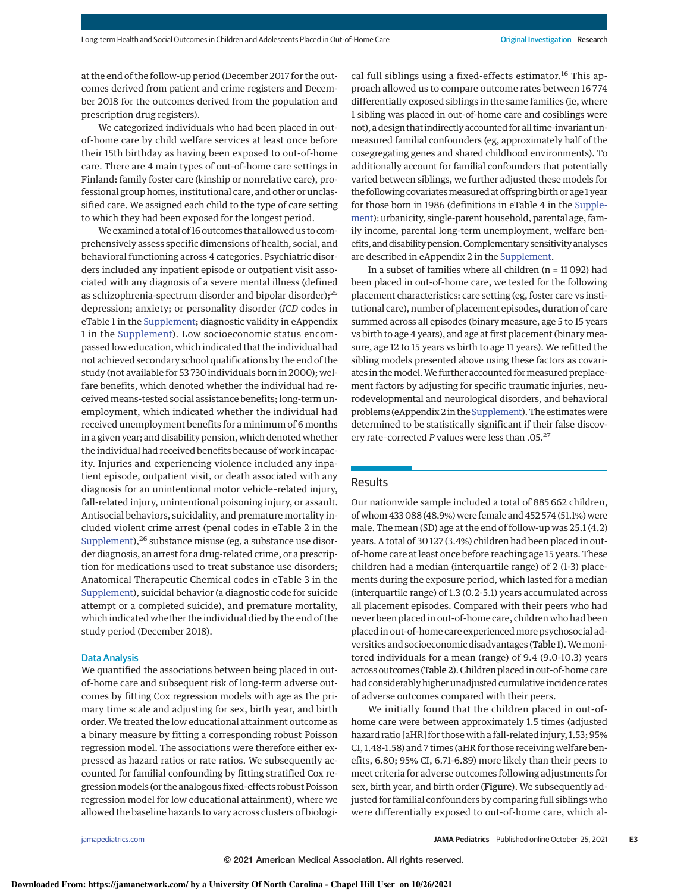at the end of the follow-up period (December 2017 for the outcomes derived from patient and crime registers and December 2018 for the outcomes derived from the population and prescription drug registers).

We categorized individuals who had been placed in out-of-home care by child welfare services at least once before their 15th birthday as having been exposed to out-of-home care. There are 4 main types of out-of-home care settings in Finland: family foster care (kinship or nonrelative care), professional group homes, institutional care, and other or unclassified care. We assigned each child to the type of care setting to which they had been exposed for the longest period.

We examined a total of 16 outcomes that allowed us to comprehensively assess specific dimensions of health, social, and behavioral functioning across 4 categories. Psychiatric disorders included any inpatient episode or outpatient visit associated with any diagnosis of a severe mental illness (defined as schizophrenia-spectrum disorder and bipolar disorder);[25] depression; anxiety; or personality disorder (*ICD* codes in eTable 1 in the Supplement; diagnostic validity in eAppendix 1 in the Supplement). Low socioeconomic status encompassed low education, which indicated that the individual had not achieved secondary school qualifications by the end of the study (not available for 53 730 individuals born in 2000); welfare benefits, which denoted whether the individual had received means-tested social assistance benefits; long-term unemployment, which indicated whether the individual had received unemployment benefits for a minimum of 6 months in a given year; and disability pension, which denoted whether the individual had received benefits because of work incapacity. Injuries and experiencing violence included any inpatient episode, outpatient visit, or death associated with any diagnosis for an unintentional motor vehicle-related injury, fall-related injury, unintentional poisoning injury, or assault. Antisocial behaviors, suicidality, and premature mortality included violent crime arrest (penal codes in eTable 2 in the Supplement),[26] substance misuse (eg, a substance use disorder diagnosis, an arrest for a drug-related crime, or a prescription for medications used to treat substance use disorders; Anatomical Therapeutic Chemical codes in eTable 3 in the Supplement), suicidal behavior (a diagnostic code for suicide attempt or a completed suicide), and premature mortality, which indicated whether the individual died by the end of the study period (December 2018).

### Data Analysis

We quantified the associations between being placed in out-of-home care and subsequent risk of long-term adverse outcomes by fitting Cox regression models with age as the primary time scale and adjusting for sex, birth year, and birth order. We treated the low educational attainment outcome as a binary measure by fitting a corresponding robust Poisson regression model. The associations were therefore either expressed as hazard ratios or rate ratios. We subsequently accounted for familial confounding by fitting stratified Cox regression models (or the analogous fixed-effects robust Poisson regression model for low educational attainment), where we allowed the baseline hazards to vary across clusters of biological full siblings using a fixed-effects estimator.[16] This approach allowed us to compare outcome rates between 16 774 differentially exposed siblings in the same families (ie, where 1 sibling was placed in out-of-home care and cosiblings were not), a design that indirectly accounted for all time-invariant unmeasured familial confounders (eg, approximately half of the cosegregating genes and shared childhood environments). To additionally account for familial confounders that potentially varied between siblings, we further adjusted these models for the following covariates measured at offspring birth or age 1 year for those born in 1986 (definitions in eTable 4 in the Supplement): urbanicity, single-parent household, parental age, family income, parental long-term unemployment, welfare benefits, and disability pension. Complementary sensitivity analyses are described in eAppendix 2 in the Supplement.

In a subset of families where all children (n = 11 092) had been placed in out-of-home care, we tested for the following placement characteristics: care setting (eg, foster care vs institutional care), number of placement episodes, duration of care summed across all episodes (binary measure, age 5 to 15 years vs birth to age 4 years), and age at first placement (binary measure, age 12 to 15 years vs birth to age 11 years). We refitted the sibling models presented above using these factors as covariates in the model. We further accounted for measured preplacement factors by adjusting for specific traumatic injuries, neurodevelopmental and neurological disorders, and behavioral problems (eAppendix 2 in the Supplement). The estimates were determined to be statistically significant if their false discovery rate-corrected *P* values were less than .05.[27]

## Results

Our nationwide sample included a total of 885 662 children, of whom 433 088 (48.9%) were female and 452 574 (51.1%) were male. The mean (SD) age at the end of follow-up was 25.1 (4.2) years. A total of 30 127 (3.4%) children had been placed in out-of-home care at least once before reaching age 15 years. These children had a median (interquartile range) of 2 (1-3) placements during the exposure period, which lasted for a median (interquartile range) of 1.3 (0.2-5.1) years accumulated across all placement episodes. Compared with their peers who had never been placed in out-of-home care, children who had been placed in out-of-home care experienced more psychosocial adversities and socioeconomic disadvantages (**Table 1**). We monitored individuals for a mean (range) of 9.4 (9.0-10.3) years across outcomes (**Table 2**). Children placed in out-of-home care had considerably higher unadjusted cumulative incidence rates of adverse outcomes compared with their peers.

We initially found that the children placed in out-of-home care were between approximately 1.5 times (adjusted hazard ratio [aHR] for those with a fall-related injury, 1.53; 95% CI, 1.48-1.58) and 7 times (aHR for those receiving welfare benefits, 6.80; 95% CI, 6.71-6.89) more likely than their peers to meet criteria for adverse outcomes following adjustments for sex, birth year, and birth order (**Figure**). We subsequently adjusted for familial confounders by comparing full siblings who were differentially exposed to out-of-home care, which al-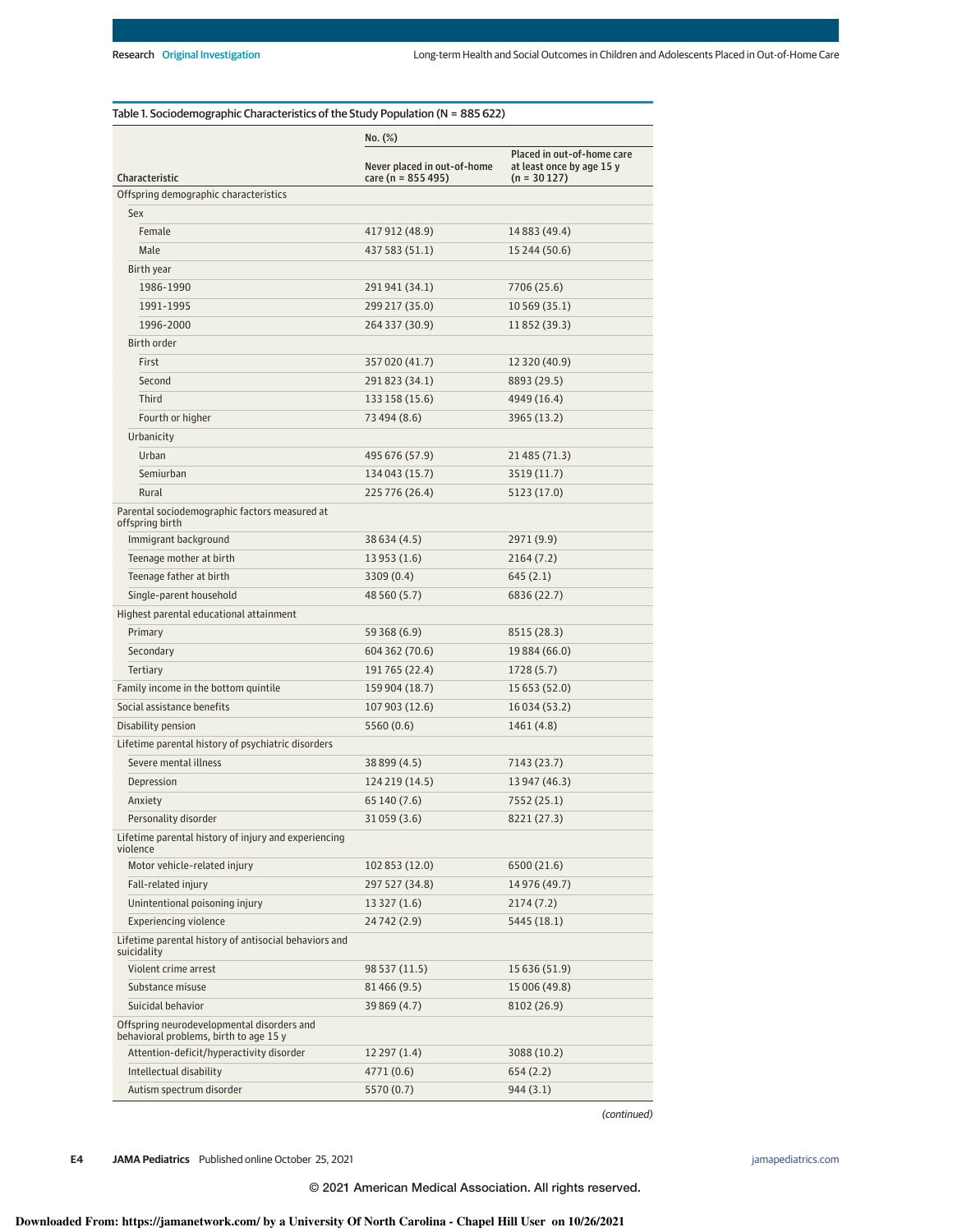Table 1. Sociodemographic Characteristics of the Study Population (N = 885 622)

| Characteristic | No. (%) | |
|---|---|---|
| | Never placed in out-of-home care (n = 855 495) | Placed in out-of-home care at least once by age 15 y (n = 30 127) |
| **Offspring demographic characteristics** | | |
| Sex | | |
| Female | 417 912 (48.9) | 14 883 (49.4) |
| Male | 437 583 (51.1) | 15 244 (50.6) |
| Birth year | | |
| 1986-1990 | 291 941 (34.1) | 7706 (25.6) |
| 1991-1995 | 299 217 (35.0) | 10 569 (35.1) |
| 1996-2000 | 264 337 (30.9) | 11 852 (39.3) |
| Birth order | | |
| First | 357 020 (41.7) | 12 320 (40.9) |
| Second | 291 823 (34.1) | 8893 (29.5) |
| Third | 133 158 (15.6) | 4949 (16.4) |
| Fourth or higher | 73 494 (8.6) | 3965 (13.2) |
| Urbanicity | | |
| Urban | 495 676 (57.9) | 21 485 (71.3) |
| Semiurban | 134 043 (15.7) | 3519 (11.7) |
| Rural | 225 776 (26.4) | 5123 (17.0) |
| **Parental sociodemographic factors measured at offspring birth** | | |
| Immigrant background | 38 634 (4.5) | 2971 (9.9) |
| Teenage mother at birth | 13 953 (1.6) | 2164 (7.2) |
| Teenage father at birth | 3309 (0.4) | 645 (2.1) |
| Single-parent household | 48 560 (5.7) | 6836 (22.7) |
| **Highest parental educational attainment** | | |
| Primary | 59 368 (6.9) | 8515 (28.3) |
| Secondary | 604 362 (70.6) | 19 884 (66.0) |
| Tertiary | 191 765 (22.4) | 1728 (5.7) |
| Family income in the bottom quintile | 159 904 (18.7) | 15 653 (52.0) |
| Social assistance benefits | 107 903 (12.6) | 16 034 (53.2) |
| Disability pension | 5560 (0.6) | 1461 (4.8) |
| **Lifetime parental history of psychiatric disorders** | | |
| Severe mental illness | 38 899 (4.5) | 7143 (23.7) |
| Depression | 124 219 (14.5) | 13 947 (46.3) |
| Anxiety | 65 140 (7.6) | 7552 (25.1) |
| Personality disorder | 31 059 (3.6) | 8221 (27.3) |
| **Lifetime parental history of injury and experiencing violence** | | |
| Motor vehicle–related injury | 102 853 (12.0) | 6500 (21.6) |
| Fall-related injury | 297 527 (34.8) | 14 976 (49.7) |
| Unintentional poisoning injury | 13 327 (1.6) | 2174 (7.2) |
| Experiencing violence | 24 742 (2.9) | 5445 (18.1) |
| **Lifetime parental history of antisocial behaviors and suicidality** | | |
| Violent crime arrest | 98 537 (11.5) | 15 636 (51.9) |
| Substance misuse | 81 466 (9.5) | 15 006 (49.8) |
| Suicidal behavior | 39 869 (4.7) | 8102 (26.9) |
| **Offspring neurodevelopmental disorders and behavioral problems, birth to age 15 y** | | |
| Attention-deficit/hyperactivity disorder | 12 297 (1.4) | 3088 (10.2) |
| Intellectual disability | 4771 (0.6) | 654 (2.2) |
| Autism spectrum disorder | 5570 (0.7) | 944 (3.1) |

*(continued)*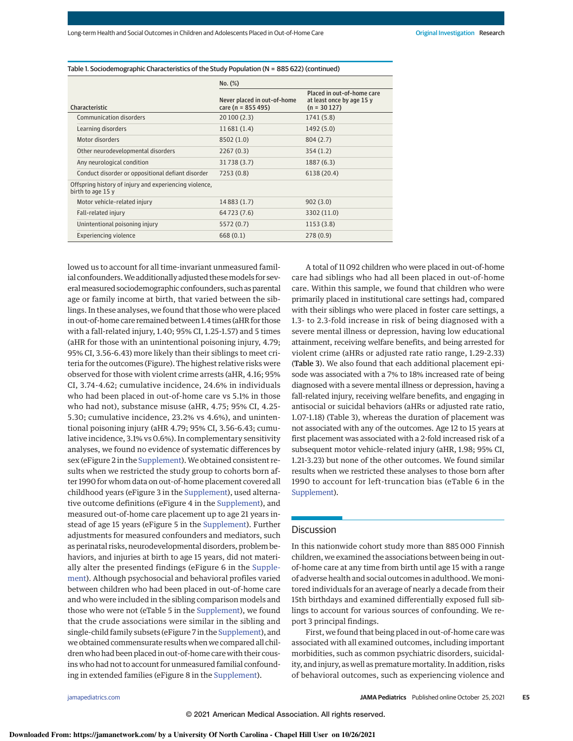Table 1. Sociodemographic Characteristics of the Study Population (N = 885 622) (continued)

| Characteristic | No. (%) | |
|---|---|---|
| | Never placed in out-of-home care (n = 855 495) | Placed in out-of-home care at least once by age 15 y (n = 30 127) |
| Communication disorders | 20 100 (2.3) | 1741 (5.8) |
| Learning disorders | 11 681 (1.4) | 1492 (5.0) |
| Motor disorders | 8502 (1.0) | 804 (2.7) |
| Other neurodevelopmental disorders | 2267 (0.3) | 354 (1.2) |
| Any neurological condition | 31 738 (3.7) | 1887 (6.3) |
| Conduct disorder or oppositional defiant disorder | 7253 (0.8) | 6138 (20.4) |
| Offspring history of injury and experiencing violence, birth to age 15 y | | |
| Motor vehicle-related injury | 14 883 (1.7) | 902 (3.0) |
| Fall-related injury | 64 723 (7.6) | 3302 (11.0) |
| Unintentional poisoning injury | 5572 (0.7) | 1153 (3.8) |
| Experiencing violence | 668 (0.1) | 278 (0.9) |

lowed us to account for all time-invariant unmeasured familial confounders. We additionally adjusted these models for several measured sociodemographic confounders, such as parental age or family income at birth, that varied between the siblings. In these analyses, we found that those who were placed in out-of-home care remained between 1.4 times (aHR for those with a fall-related injury, 1.40; 95% CI, 1.25-1.57) and 5 times (aHR for those with an unintentional poisoning injury, 4.79; 95% CI, 3.56-6.43) more likely than their siblings to meet criteria for the outcomes (Figure). The highest relative risks were observed for those with violent crime arrests (aHR, 4.16; 95% CI, 3.74-4.62; cumulative incidence, 24.6% in individuals who had been placed in out-of-home care vs 5.1% in those who had not), substance misuse (aHR, 4.75; 95% CI, 4.25-5.30; cumulative incidence, 23.2% vs 4.6%), and unintentional poisoning injury (aHR 4.79; 95% CI, 3.56-6.43; cumulative incidence, 3.1% vs 0.6%). In complementary sensitivity analyses, we found no evidence of systematic differences by sex (eFigure 2 in the Supplement). We obtained consistent results when we restricted the study group to cohorts born after 1990 for whom data on out-of-home placement covered all childhood years (eFigure 3 in the Supplement), used alternative outcome definitions (eFigure 4 in the Supplement), and measured out-of-home care placement up to age 21 years instead of age 15 years (eFigure 5 in the Supplement). Further adjustments for measured confounders and mediators, such as perinatal risks, neurodevelopmental disorders, problem behaviors, and injuries at birth to age 15 years, did not materially alter the presented findings (eFigure 6 in the Supplement). Although psychosocial and behavioral profiles varied between children who had been placed in out-of-home care and who were included in the sibling comparison models and those who were not (eTable 5 in the Supplement), we found that the crude associations were similar in the sibling and single-child family subsets (eFigure 7 in the Supplement), and we obtained commensurate results when we compared all children who had been placed in out-of-home care with their cousins who had not to account for unmeasured familial confounding in extended families (eFigure 8 in the Supplement).

A total of 11 092 children who were placed in out-of-home care had siblings who had all been placed in out-of-home care. Within this sample, we found that children who were primarily placed in institutional care settings had, compared with their siblings who were placed in foster care settings, a 1.3- to 2.3-fold increase in risk of being diagnosed with a severe mental illness or depression, having low educational attainment, receiving welfare benefits, and being arrested for violent crime (aHRs or adjusted rate ratio range, 1.29-2.33) (Table 3). We also found that each additional placement episode was associated with a 7% to 18% increased rate of being diagnosed with a severe mental illness or depression, having a fall-related injury, receiving welfare benefits, and engaging in antisocial or suicidal behaviors (aHRs or adjusted rate ratio, 1.07-1.18) (Table 3), whereas the duration of placement was not associated with any of the outcomes. Age 12 to 15 years at first placement was associated with a 2-fold increased risk of a subsequent motor vehicle-related injury (aHR, 1.98; 95% CI, 1.21-3.23) but none of the other outcomes. We found similar results when we restricted these analyses to those born after 1990 to account for left-truncation bias (eTable 6 in the Supplement).

## Discussion

In this nationwide cohort study more than 885 000 Finnish children, we examined the associations between being in out-of-home care at any time from birth until age 15 with a range of adverse health and social outcomes in adulthood. We monitored individuals for an average of nearly a decade from their 15th birthdays and examined differentially exposed full siblings to account for various sources of confounding. We report 3 principal findings.

First, we found that being placed in out-of-home care was associated with all examined outcomes, including important morbidities, such as common psychiatric disorders, suicidality, and injury, as well as premature mortality. In addition, risks of behavioral outcomes, such as experiencing violence and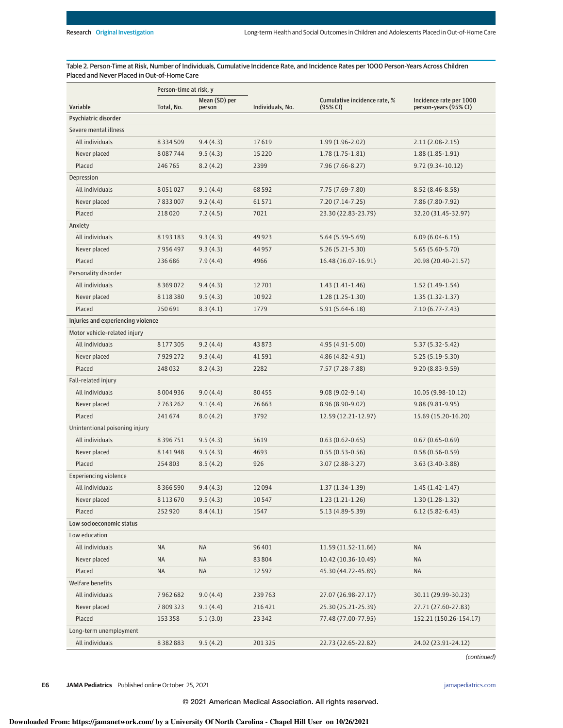Table 2. Person-Time at Risk, Number of Individuals, Cumulative Incidence Rate, and Incidence Rates per 1000 Person-Years Across Children Placed and Never Placed in Out-of-Home Care

| Variable | Person-time at risk, y | | Individuals, No. | Cumulative incidence rate, % (95% CI) | Incidence rate per 1000 person-years (95% CI) |
|---|---|---|---|---|---|
| | Total, No. | Mean (SD) per person | | | |
| **Psychiatric disorder** | | | | | |
| Severe mental illness | | | | | |
| All individuals | 8 334 509 | 9.4 (4.3) | 17 619 | 1.99 (1.96-2.02) | 2.11 (2.08-2.15) |
| Never placed | 8 087 744 | 9.5 (4.3) | 15 220 | 1.78 (1.75-1.81) | 1.88 (1.85-1.91) |
| Placed | 246 765 | 8.2 (4.2) | 2399 | 7.96 (7.66-8.27) | 9.72 (9.34-10.12) |
| Depression | | | | | |
| All individuals | 8 051 027 | 9.1 (4.4) | 68 592 | 7.75 (7.69-7.80) | 8.52 (8.46-8.58) |
| Never placed | 7 833 007 | 9.2 (4.4) | 61 571 | 7.20 (7.14-7.25) | 7.86 (7.80-7.92) |
| Placed | 218 020 | 7.2 (4.5) | 7021 | 23.30 (22.83-23.79) | 32.20 (31.45-32.97) |
| Anxiety | | | | | |
| All individuals | 8 193 183 | 9.3 (4.3) | 49 923 | 5.64 (5.59-5.69) | 6.09 (6.04-6.15) |
| Never placed | 7 956 497 | 9.3 (4.3) | 44 957 | 5.26 (5.21-5.30) | 5.65 (5.60-5.70) |
| Placed | 236 686 | 7.9 (4.4) | 4966 | 16.48 (16.07-16.91) | 20.98 (20.40-21.57) |
| Personality disorder | | | | | |
| All individuals | 8 369 072 | 9.4 (4.3) | 12 701 | 1.43 (1.41-1.46) | 1.52 (1.49-1.54) |
| Never placed | 8 118 380 | 9.5 (4.3) | 10 922 | 1.28 (1.25-1.30) | 1.35 (1.32-1.37) |
| Placed | 250 691 | 8.3 (4.1) | 1779 | 5.91 (5.64-6.18) | 7.10 (6.77-7.43) |
| **Injuries and experiencing violence** | | | | | |
| Motor vehicle-related injury | | | | | |
| All individuals | 8 177 305 | 9.2 (4.4) | 43 873 | 4.95 (4.91-5.00) | 5.37 (5.32-5.42) |
| Never placed | 7 929 272 | 9.3 (4.4) | 41 591 | 4.86 (4.82-4.91) | 5.25 (5.19-5.30) |
| Placed | 248 032 | 8.2 (4.3) | 2282 | 7.57 (7.28-7.88) | 9.20 (8.83-9.59) |
| Fall-related injury | | | | | |
| All individuals | 8 004 936 | 9.0 (4.4) | 80 455 | 9.08 (9.02-9.14) | 10.05 (9.98-10.12) |
| Never placed | 7 763 262 | 9.1 (4.4) | 76 663 | 8.96 (8.90-9.02) | 9.88 (9.81-9.95) |
| Placed | 241 674 | 8.0 (4.2) | 3792 | 12.59 (12.21-12.97) | 15.69 (15.20-16.20) |
| Unintentional poisoning injury | | | | | |
| All individuals | 8 396 751 | 9.5 (4.3) | 5619 | 0.63 (0.62-0.65) | 0.67 (0.65-0.69) |
| Never placed | 8 141 948 | 9.5 (4.3) | 4693 | 0.55 (0.53-0.56) | 0.58 (0.56-0.59) |
| Placed | 254 803 | 8.5 (4.2) | 926 | 3.07 (2.88-3.27) | 3.63 (3.40-3.88) |
| Experiencing violence | | | | | |
| All individuals | 8 366 590 | 9.4 (4.3) | 12 094 | 1.37 (1.34-1.39) | 1.45 (1.42-1.47) |
| Never placed | 8 113 670 | 9.5 (4.3) | 10 547 | 1.23 (1.21-1.26) | 1.30 (1.28-1.32) |
| Placed | 252 920 | 8.4 (4.1) | 1547 | 5.13 (4.89-5.39) | 6.12 (5.82-6.43) |
| **Low socioeconomic status** | | | | | |
| Low education | | | | | |
| All individuals | NA | NA | 96 401 | 11.59 (11.52-11.66) | NA |
| Never placed | NA | NA | 83 804 | 10.42 (10.36-10.49) | NA |
| Placed | NA | NA | 12 597 | 45.30 (44.72-45.89) | NA |
| Welfare benefits | | | | | |
| All individuals | 7 962 682 | 9.0 (4.4) | 239 763 | 27.07 (26.98-27.17) | 30.11 (29.99-30.23) |
| Never placed | 7 809 323 | 9.1 (4.4) | 216 421 | 25.30 (25.21-25.39) | 27.71 (27.60-27.83) |
| Placed | 153 358 | 5.1 (3.0) | 23 342 | 77.48 (77.00-77.95) | 152.21 (150.26-154.17) |
| Long-term unemployment | | | | | |
| All individuals | 8 382 883 | 9.5 (4.2) | 201 325 | 22.73 (22.65-22.82) | 24.02 (23.91-24.12) |

(continued)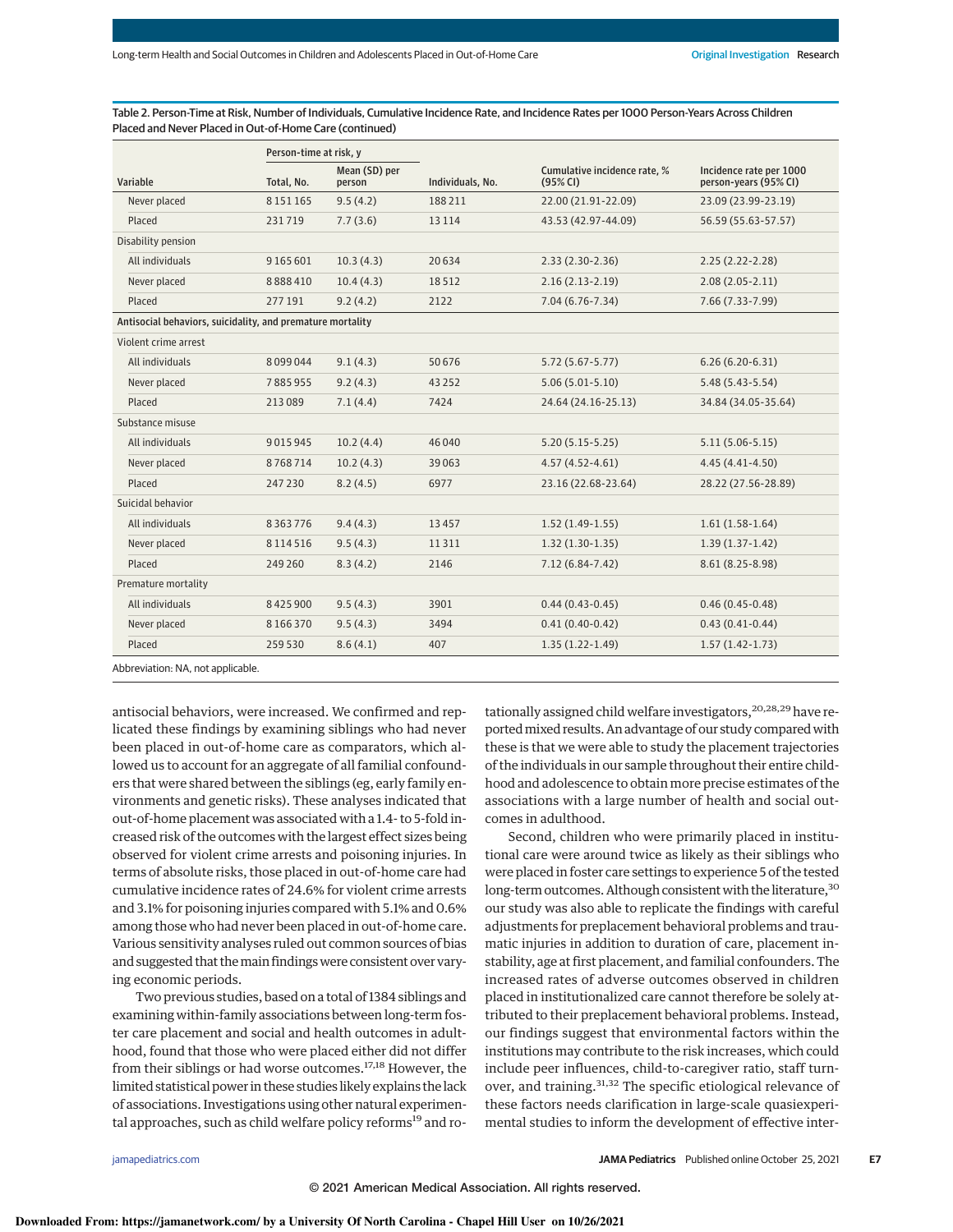Table 2. Person-Time at Risk, Number of Individuals, Cumulative Incidence Rate, and Incidence Rates per 1000 Person-Years Across Children Placed and Never Placed in Out-of-Home Care (continued)

| Variable | Person-time at risk, y | | Individuals, No. | Cumulative incidence rate, % (95% CI) | Incidence rate per 1000 person-years (95% CI) |
|---|---|---|---|---|---|
| | Total, No. | Mean (SD) per person | | | |
| Never placed | 8 151 165 | 9.5 (4.2) | 188 211 | 22.00 (21.91-22.09) | 23.09 (23.99-23.19) |
| Placed | 231 719 | 7.7 (3.6) | 13 114 | 43.53 (42.97-44.09) | 56.59 (55.63-57.57) |
| Disability pension | | | | | |
| All individuals | 9 165 601 | 10.3 (4.3) | 20 634 | 2.33 (2.30-2.36) | 2.25 (2.22-2.28) |
| Never placed | 8 888 410 | 10.4 (4.3) | 18 512 | 2.16 (2.13-2.19) | 2.08 (2.05-2.11) |
| Placed | 277 191 | 9.2 (4.2) | 2122 | 7.04 (6.76-7.34) | 7.66 (7.33-7.99) |
| **Antisocial behaviors, suicidality, and premature mortality** | | | | | |
| Violent crime arrest | | | | | |
| All individuals | 8 099 044 | 9.1 (4.3) | 50 676 | 5.72 (5.67-5.77) | 6.26 (6.20-6.31) |
| Never placed | 7 885 955 | 9.2 (4.3) | 43 252 | 5.06 (5.01-5.10) | 5.48 (5.43-5.54) |
| Placed | 213 089 | 7.1 (4.4) | 7424 | 24.64 (24.16-25.13) | 34.84 (34.05-35.64) |
| Substance misuse | | | | | |
| All individuals | 9 015 945 | 10.2 (4.4) | 46 040 | 5.20 (5.15-5.25) | 5.11 (5.06-5.15) |
| Never placed | 8 768 714 | 10.2 (4.3) | 39 063 | 4.57 (4.52-4.61) | 4.45 (4.41-4.50) |
| Placed | 247 230 | 8.2 (4.5) | 6977 | 23.16 (22.68-23.64) | 28.22 (27.56-28.89) |
| Suicidal behavior | | | | | |
| All individuals | 8 363 776 | 9.4 (4.3) | 13 457 | 1.52 (1.49-1.55) | 1.61 (1.58-1.64) |
| Never placed | 8 114 516 | 9.5 (4.3) | 11 311 | 1.32 (1.30-1.35) | 1.39 (1.37-1.42) |
| Placed | 249 260 | 8.3 (4.2) | 2146 | 7.12 (6.84-7.42) | 8.61 (8.25-8.98) |
| Premature mortality | | | | | |
| All individuals | 8 425 900 | 9.5 (4.3) | 3901 | 0.44 (0.43-0.45) | 0.46 (0.45-0.48) |
| Never placed | 8 166 370 | 9.5 (4.3) | 3494 | 0.41 (0.40-0.42) | 0.43 (0.41-0.44) |
| Placed | 259 530 | 8.6 (4.1) | 407 | 1.35 (1.22-1.49) | 1.57 (1.42-1.73) |

Abbreviation: NA, not applicable.

antisocial behaviors, were increased. We confirmed and replicated these findings by examining siblings who had never been placed in out-of-home care as comparators, which allowed us to account for an aggregate of all familial confounders that were shared between the siblings (eg, early family environments and genetic risks). These analyses indicated that out-of-home placement was associated with a 1.4- to 5-fold increased risk of the outcomes with the largest effect sizes being observed for violent crime arrests and poisoning injuries. In terms of absolute risks, those placed in out-of-home care had cumulative incidence rates of 24.6% for violent crime arrests and 3.1% for poisoning injuries compared with 5.1% and 0.6% among those who had never been placed in out-of-home care. Various sensitivity analyses ruled out common sources of bias and suggested that the main findings were consistent over varying economic periods.

Two previous studies, based on a total of 1384 siblings and examining within-family associations between long-term foster care placement and social and health outcomes in adulthood, found that those who were placed either did not differ from their siblings or had worse outcomes.[17,18] However, the limited statistical power in these studies likely explains the lack of associations. Investigations using other natural experimental approaches, such as child welfare policy reforms[19] and rotationally assigned child welfare investigators,[20,28,29] have reported mixed results. An advantage of our study compared with these is that we were able to study the placement trajectories of the individuals in our sample throughout their entire childhood and adolescence to obtain more precise estimates of the associations with a large number of health and social outcomes in adulthood.

Second, children who were primarily placed in institutional care were around twice as likely as their siblings who were placed in foster care settings to experience 5 of the tested long-term outcomes. Although consistent with the literature,[30] our study was also able to replicate the findings with careful adjustments for preplacement behavioral problems and traumatic injuries in addition to duration of care, placement instability, age at first placement, and familial confounders. The increased rates of adverse outcomes observed in children placed in institutionalized care cannot therefore be solely attributed to their preplacement behavioral problems. Instead, our findings suggest that environmental factors within the institutions may contribute to the risk increases, which could include peer influences, child-to-caregiver ratio, staff turnover, and training.[31,32] The specific etiological relevance of these factors needs clarification in large-scale quasiexperimental studies to inform the development of effective inter-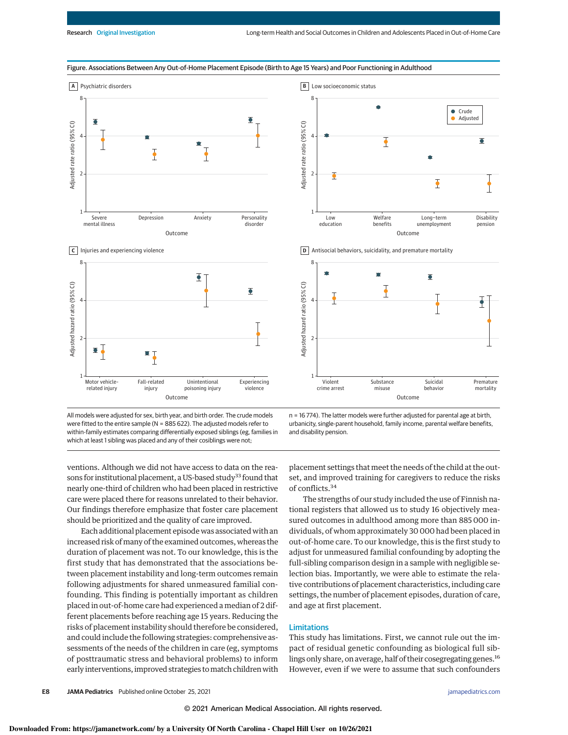Figure. Associations Between Any Out-of-Home Placement Episode (Birth to Age 15 Years) and Poor Functioning in Adulthood

All models were adjusted for sex, birth year, and birth order. The crude models were fitted to the entire sample (N = 885 622). The adjusted models refer to within-family estimates comparing differentially exposed siblings (eg, families in which at least 1 sibling was placed and any of their cosiblings were not; n = 16 774). The latter models were further adjusted for parental age at birth, urbanicity, single-parent household, family income, parental welfare benefits, and disability pension.

ventions. Although we did not have access to data on the reasons for institutional placement, a US-based study[33] found that nearly one-third of children who had been placed in restrictive care were placed there for reasons unrelated to their behavior. Our findings therefore emphasize that foster care placement should be prioritized and the quality of care improved.

Each additional placement episode was associated with an increased risk of many of the examined outcomes, whereas the duration of placement was not. To our knowledge, this is the first study that has demonstrated that the associations between placement instability and long-term outcomes remain following adjustments for shared unmeasured familial confounding. This finding is potentially important as children placed in out-of-home care had experienced a median of 2 different placements before reaching age 15 years. Reducing the risks of placement instability should therefore be considered, and could include the following strategies: comprehensive assessments of the needs of the children in care (eg, symptoms of posttraumatic stress and behavioral problems) to inform early interventions, improved strategies to match children with placement settings that meet the needs of the child at the outset, and improved training for caregivers to reduce the risks of conflicts.[34]

The strengths of our study included the use of Finnish national registers that allowed us to study 16 objectively measured outcomes in adulthood among more than 885 000 individuals, of whom approximately 30 000 had been placed in out-of-home care. To our knowledge, this is the first study to adjust for unmeasured familial confounding by adopting the full-sibling comparison design in a sample with negligible selection bias. Importantly, we were able to estimate the relative contributions of placement characteristics, including care settings, the number of placement episodes, duration of care, and age at first placement.

## Limitations

This study has limitations. First, we cannot rule out the impact of residual genetic confounding as biological full siblings only share, on average, half of their cosegregating genes.[16] However, even if we were to assume that such confounders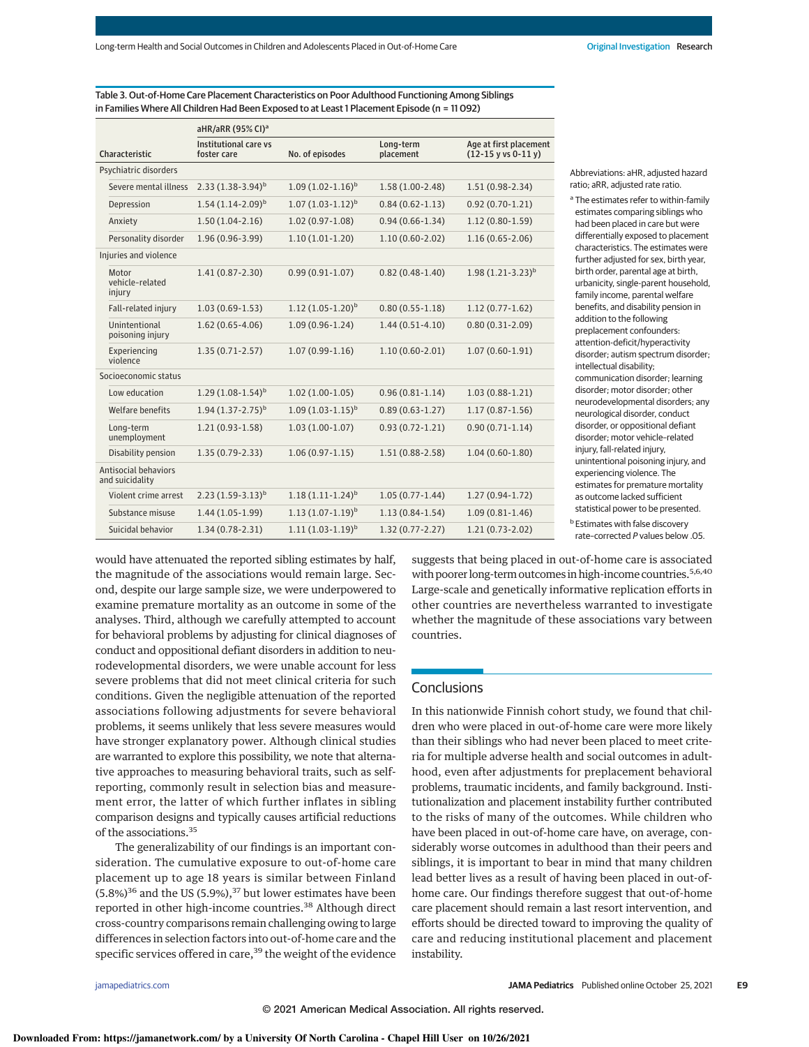Table 3. Out-of-Home Care Placement Characteristics on Poor Adulthood Functioning Among Siblings in Families Where All Children Had Been Exposed to at Least 1 Placement Episode (n = 11 092)

| Characteristic | aHR/aRR (95% CI)[a] Institutional care vs foster care | No. of episodes | Long-term placement | Age at first placement (12-15 y vs 0-11 y) |
|---|---|---|---|---|
| **Psychiatric disorders** | | | | |
| Severe mental illness | 2.33 (1.38-3.94)[b] | 1.09 (1.02-1.16)[b] | 1.58 (1.00-2.48) | 1.51 (0.98-2.34) |
| Depression | 1.54 (1.14-2.09)[b] | 1.07 (1.03-1.12)[b] | 0.84 (0.62-1.13) | 0.92 (0.70-1.21) |
| Anxiety | 1.50 (1.04-2.16) | 1.02 (0.97-1.08) | 0.94 (0.66-1.34) | 1.12 (0.80-1.59) |
| Personality disorder | 1.96 (0.96-3.99) | 1.10 (1.01-1.20) | 1.10 (0.60-2.02) | 1.16 (0.65-2.06) |
| **Injuries and violence** | | | | |
| Motor vehicle–related injury | 1.41 (0.87-2.30) | 0.99 (0.91-1.07) | 0.82 (0.48-1.40) | 1.98 (1.21-3.23)[b] |
| Fall-related injury | 1.03 (0.69-1.53) | 1.12 (1.05-1.20)[b] | 0.80 (0.55-1.18) | 1.12 (0.77-1.62) |
| Unintentional poisoning injury | 1.62 (0.65-4.06) | 1.09 (0.96-1.24) | 1.44 (0.51-4.10) | 0.80 (0.31-2.09) |
| Experiencing violence | 1.35 (0.71-2.57) | 1.07 (0.99-1.16) | 1.10 (0.60-2.01) | 1.07 (0.60-1.91) |
| **Socioeconomic status** | | | | |
| Low education | 1.29 (1.08-1.54)[b] | 1.02 (1.00-1.05) | 0.96 (0.81-1.14) | 1.03 (0.88-1.21) |
| Welfare benefits | 1.94 (1.37-2.75)[b] | 1.09 (1.03-1.15)[b] | 0.89 (0.63-1.27) | 1.17 (0.87-1.56) |
| Long-term unemployment | 1.21 (0.93-1.58) | 1.03 (1.00-1.07) | 0.93 (0.72-1.21) | 0.90 (0.71-1.14) |
| Disability pension | 1.35 (0.79-2.33) | 1.06 (0.97-1.15) | 1.51 (0.88-2.58) | 1.04 (0.60-1.80) |
| **Antisocial behaviors and suicidality** | | | | |
| Violent crime arrest | 2.23 (1.59-3.13)[b] | 1.18 (1.11-1.24)[b] | 1.05 (0.77-1.44) | 1.27 (0.94-1.72) |
| Substance misuse | 1.44 (1.05-1.99) | 1.13 (1.07-1.19)[b] | 1.13 (0.84-1.54) | 1.09 (0.81-1.46) |
| Suicidal behavior | 1.34 (0.78-2.31) | 1.11 (1.03-1.19)[b] | 1.32 (0.77-2.27) | 1.21 (0.73-2.02) |

Abbreviations: aHR, adjusted hazard ratio; aRR, adjusted rate ratio.

[a] The estimates refer to within-family estimates comparing siblings who had been placed in care but were differentially exposed to placement characteristics. The estimates were further adjusted for sex, birth year, birth order, parental age at birth, urbanicity, single-parent household, family income, parental welfare benefits, and disability pension in addition to the following preplacement confounders: attention-deficit/hyperactivity disorder; autism spectrum disorder; intellectual disability; communication disorder; learning disorder; motor disorder; other neurodevelopmental disorders; any neurological disorder, conduct disorder, or oppositional defiant disorder; motor vehicle–related injury, fall-related injury, unintentional poisoning injury, and experiencing violence. The estimates for premature mortality as outcome lacked sufficient statistical power to be presented.

[b] Estimates with false discovery rate–corrected *P* values below .05.

would have attenuated the reported sibling estimates by half, the magnitude of the associations would remain large. Second, despite our large sample size, we were underpowered to examine premature mortality as an outcome in some of the analyses. Third, although we carefully attempted to account for behavioral problems by adjusting for clinical diagnoses of conduct and oppositional defiant disorders in addition to neurodevelopmental disorders, we were unable account for less severe problems that did not meet clinical criteria for such conditions. Given the negligible attenuation of the reported associations following adjustments for severe behavioral problems, it seems unlikely that less severe measures would have stronger explanatory power. Although clinical studies are warranted to explore this possibility, we note that alternative approaches to measuring behavioral traits, such as self-reporting, commonly result in selection bias and measurement error, the latter of which further inflates in sibling comparison designs and typically causes artificial reductions of the associations.[35]

The generalizability of our findings is an important consideration. The cumulative exposure to out-of-home care placement up to age 18 years is similar between Finland (5.8%)[36] and the US (5.9%),[37] but lower estimates have been reported in other high-income countries.[38] Although direct cross-country comparisons remain challenging owing to large differences in selection factors into out-of-home care and the specific services offered in care,[39] the weight of the evidence suggests that being placed in out-of-home care is associated with poorer long-term outcomes in high-income countries.[5,6,40] Large-scale and genetically informative replication efforts in other countries are nevertheless warranted to investigate whether the magnitude of these associations vary between countries.

## Conclusions

In this nationwide Finnish cohort study, we found that children who were placed in out-of-home care were more likely than their siblings who had never been placed to meet criteria for multiple adverse health and social outcomes in adulthood, even after adjustments for preplacement behavioral problems, traumatic incidents, and family background. Institutionalization and placement instability further contributed to the risks of many of the outcomes. While children who have been placed in out-of-home care have, on average, considerably worse outcomes in adulthood than their peers and siblings, it is important to bear in mind that many children lead better lives as a result of having been placed in out-of-home care. Our findings therefore suggest that out-of-home care placement should remain a last resort intervention, and efforts should be directed toward to improving the quality of care and reducing institutional placement and placement instability.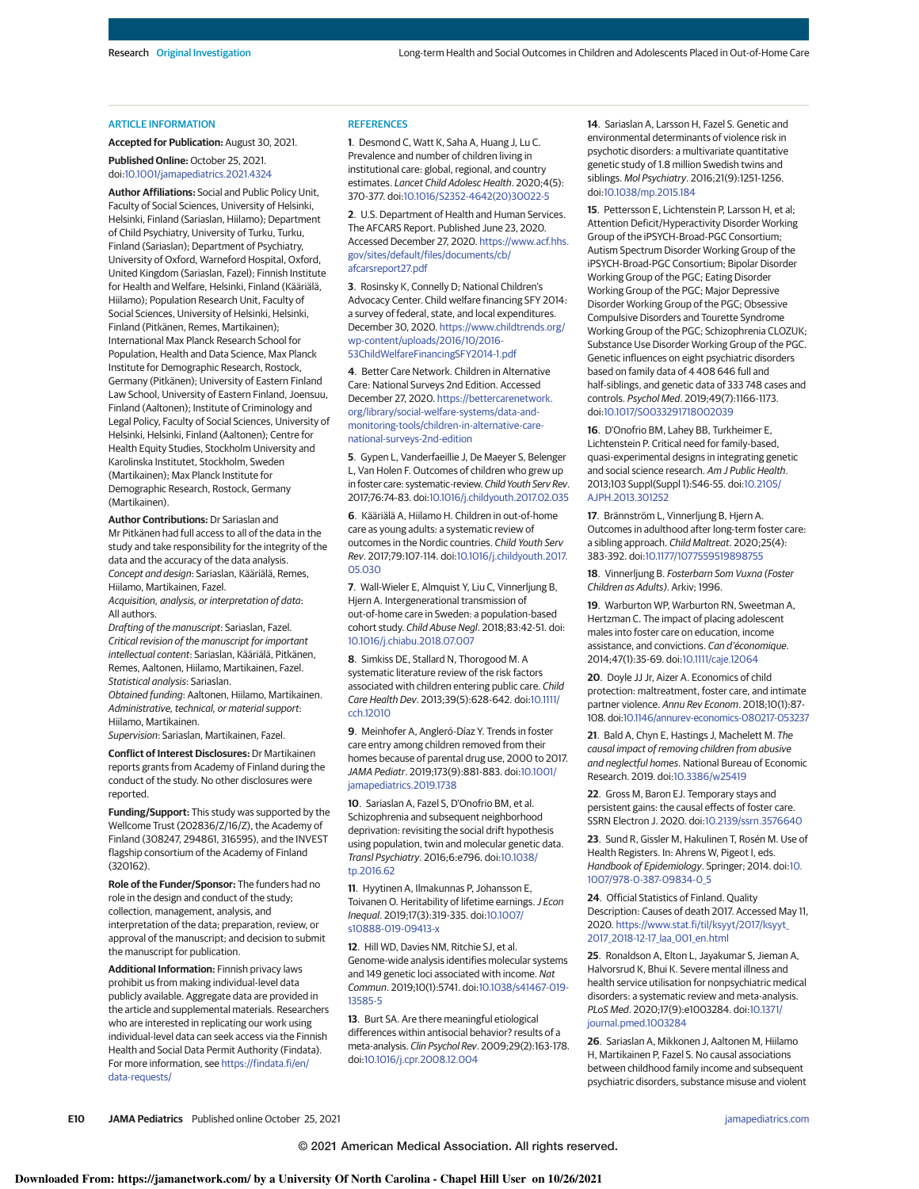## ARTICLE INFORMATION

**Accepted for Publication:** August 30, 2021.

**Published Online:** October 25, 2021. doi:10.1001/jamapediatrics.2021.4324

**Author Affiliations:** Social and Public Policy Unit, Faculty of Social Sciences, University of Helsinki, Helsinki, Finland (Sariaslan, Hiilamo); Department of Child Psychiatry, University of Turku, Turku, Finland (Sariaslan); Department of Psychiatry, University of Oxford, Warneford Hospital, Oxford, United Kingdom (Sariaslan, Fazel); Finnish Institute for Health and Welfare, Helsinki, Finland (Kääriälä, Hiilamo); Population Research Unit, Faculty of Social Sciences, University of Helsinki, Helsinki, Finland (Pitkänen, Remes, Martikainen); International Max Planck Research School for Population, Health and Data Science, Max Planck Institute for Demographic Research, Rostock, Germany (Pitkänen); University of Eastern Finland Law School, University of Eastern Finland, Joensuu, Finland (Aaltonen); Institute of Criminology and Legal Policy, Faculty of Social Sciences, University of Helsinki, Helsinki, Finland (Aaltonen); Centre for Health Equity Studies, Stockholm University and Karolinska Institutet, Stockholm, Sweden (Martikainen); Max Planck Institute for Demographic Research, Rostock, Germany (Martikainen).

**Author Contributions:** Dr Sariaslan and Mr Pitkänen had full access to all of the data in the study and take responsibility for the integrity of the data and the accuracy of the data analysis.
*Concept and design:* Sariaslan, Kääriälä, Remes, Hiilamo, Martikainen, Fazel.
*Acquisition, analysis, or interpretation of data:* All authors.
*Drafting of the manuscript:* Sariaslan, Fazel.
*Critical revision of the manuscript for important intellectual content:* Sariaslan, Kääriälä, Pitkänen, Remes, Aaltonen, Hiilamo, Martikainen, Fazel.
*Statistical analysis:* Sariaslan.
*Obtained funding:* Aaltonen, Hiilamo, Martikainen.
*Administrative, technical, or material support:* Hiilamo, Martikainen.
*Supervision:* Sariaslan, Martikainen, Fazel.

**Conflict of Interest Disclosures:** Dr Martikainen reports grants from Academy of Finland during the conduct of the study. No other disclosures were reported.

**Funding/Support:** This study was supported by the Wellcome Trust (202836/Z/16/Z), the Academy of Finland (308247, 294861, 316595), and the INVEST flagship consortium of the Academy of Finland (320162).

**Role of the Funder/Sponsor:** The funders had no role in the design and conduct of the study; collection, management, analysis, and interpretation of the data; preparation, review, or approval of the manuscript; and decision to submit the manuscript for publication.

**Additional Information:** Finnish privacy laws prohibit us from making individual-level data publicly available. Aggregate data are provided in the article and supplemental materials. Researchers who are interested in replicating our work using individual-level data can seek access via the Finnish Health and Social Data Permit Authority (Findata). For more information, see https://findata.fi/en/data-requests/

## REFERENCES

1. Desmond C, Watt K, Saha A, Huang J, Lu C. Prevalence and number of children living in institutional care: global, regional, and country estimates. *Lancet Child Adolesc Health*. 2020;4(5):370-377. doi:10.1016/S2352-4642(20)30022-5

2. U.S. Department of Health and Human Services. The AFCARS Report. Published June 23, 2020. Accessed December 27, 2020. https://www.acf.hhs.gov/sites/default/files/documents/cb/afcarsreport27.pdf

3. Rosinsky K, Connelly D; National Children's Advocacy Center. Child welfare financing SFY 2014: a survey of federal, state, and local expenditures. December 30, 2020. https://www.childtrends.org/wp-content/uploads/2016/10/2016-53ChildWelfareFinancingSFY2014-1.pdf

4. Better Care Network. Children in Alternative Care: National Surveys 2nd Edition. Accessed December 27, 2020. https://bettercarenetwork.org/library/social-welfare-systems/data-and-monitoring-tools/children-in-alternative-care-national-surveys-2nd-edition

5. Gypen L, Vanderfaeillie J, De Maeyer S, Belenger L, Van Holen F. Outcomes of children who grew up in foster care: systematic-review. *Child Youth Serv Rev*. 2017;76:74-83. doi:10.1016/j.childyouth.2017.02.035

6. Kääriälä A, Hiilamo H. Children in out-of-home care as young adults: a systematic review of outcomes in the Nordic countries. *Child Youth Serv Rev*. 2017;79:107-114. doi:10.1016/j.childyouth.2017.05.030

7. Wall-Wieler E, Almquist Y, Liu C, Vinnerljung B, Hjern A. Intergenerational transmission of out-of-home care in Sweden: a population-based cohort study. *Child Abuse Negl*. 2018;83:42-51. doi:10.1016/j.chiabu.2018.07.007

8. Simkiss DE, Stallard N, Thorogood M. A systematic literature review of the risk factors associated with children entering public care. *Child Care Health Dev*. 2013;39(5):628-642. doi:10.1111/cch.12010

9. Meinhofer A, Angleró-Díaz Y. Trends in foster care entry among children removed from their homes because of parental drug use, 2000 to 2017. *JAMA Pediatr*. 2019;173(9):881-883. doi:10.1001/jamapediatrics.2019.1738

10. Sariaslan A, Fazel S, D'Onofrio BM, et al. Schizophrenia and subsequent neighborhood deprivation: revisiting the social drift hypothesis using population, twin and molecular genetic data. *Transl Psychiatry*. 2016;6:e796. doi:10.1038/tp.2016.62

11. Hyytinen A, Ilmakunnas P, Johansson E, Toivanen O. Heritability of lifetime earnings. *J Econ Inequal*. 2019;17(3):319-335. doi:10.1007/s10888-019-09413-x

12. Hill WD, Davies NM, Ritchie SJ, et al. Genome-wide analysis identifies molecular systems and 149 genetic loci associated with income. *Nat Commun*. 2019;10(1):5741. doi:10.1038/s41467-019-13585-5

13. Burt SA. Are there meaningful etiological differences within antisocial behavior? results of a meta-analysis. *Clin Psychol Rev*. 2009;29(2):163-178. doi:10.1016/j.cpr.2008.12.004

14. Sariaslan A, Larsson H, Fazel S. Genetic and environmental determinants of violence risk in psychotic disorders: a multivariate quantitative genetic study of 1.8 million Swedish twins and siblings. *Mol Psychiatry*. 2016;21(9):1251-1256. doi:10.1038/mp.2015.184

15. Pettersson E, Lichtenstein P, Larsson H, et al; Attention Deficit/Hyperactivity Disorder Working Group of the iPSYCH-Broad-PGC Consortium; Autism Spectrum Disorder Working Group of the iPSYCH-Broad-PGC Consortium; Bipolar Disorder Working Group of the PGC; Eating Disorder Working Group of the PGC; Major Depressive Disorder Working Group of the PGC; Obsessive Compulsive Disorders and Tourette Syndrome Working Group of the PGC; Schizophrenia CLOZUK; Substance Use Disorder Working Group of the PGC. Genetic influences on eight psychiatric disorders based on family data of 4 408 646 full and half-siblings, and genetic data of 333 748 cases and controls. *Psychol Med*. 2019;49(7):1166-1173. doi:10.1017/S0033291718002039

16. D'Onofrio BM, Lahey BB, Turkheimer E, Lichtenstein P. Critical need for family-based, quasi-experimental designs in integrating genetic and social science research. *Am J Public Health*. 2013;103 Suppl(Suppl 1):S46-55. doi:10.2105/AJPH.2013.301252

17. Brännström L, Vinnerljung B, Hjern A. Outcomes in adulthood after long-term foster care: a sibling approach. *Child Maltreat*. 2020;25(4):383-392. doi:10.1177/1077559519898755

18. Vinnerljung B. *Fosterbarn Som Vuxna (Foster Children as Adults)*. Arkiv; 1996.

19. Warburton WP, Warburton RN, Sweetman A, Hertzman C. The impact of placing adolescent males into foster care on education, income assistance, and convictions. *Can J d'économique*. 2014;47(1):35-69. doi:10.1111/caje.12064

20. Doyle JJ Jr, Aizer A. Economics of child protection: maltreatment, foster care, and intimate partner violence. *Annu Rev Econom*. 2018;10(1):87-108. doi:10.1146/annurev-economics-080217-053237

21. Bald A, Chyn E, Hastings J, Machelett M. *The causal impact of removing children from abusive and neglectful homes*. National Bureau of Economic Research. 2019. doi:10.3386/w25419

22. Gross M, Baron EJ. Temporary stays and persistent gains: the causal effects of foster care. SSRN Electron J. 2020. doi:10.2139/ssrn.3576640

23. Sund R, Gissler M, Hakulinen T, Rosén M. Use of Health Registers. In: Ahrens W, Pigeot I, eds. *Handbook of Epidemiology*. Springer; 2014. doi:10.1007/978-0-387-09834-0_5

24. Official Statistics of Finland. Quality Description: Causes of death 2017. Accessed May 11, 2020. https://www.stat.fi/til/ksyyt/2017/ksyyt_2017_2018-12-17_laa_001_en.html

25. Ronaldson A, Elton L, Jayakumar S, Jieman A, Halvorsrud K, Bhui K. Severe mental illness and health service utilisation for nonpsychiatric medical disorders: a systematic review and meta-analysis. *PLoS Med*. 2020;17(9):e1003284. doi:10.1371/journal.pmed.1003284

26. Sariaslan A, Mikkonen J, Aaltonen M, Hiilamo H, Martikainen P, Fazel S. No causal associations between childhood family income and subsequent psychiatric disorders, substance misuse and violent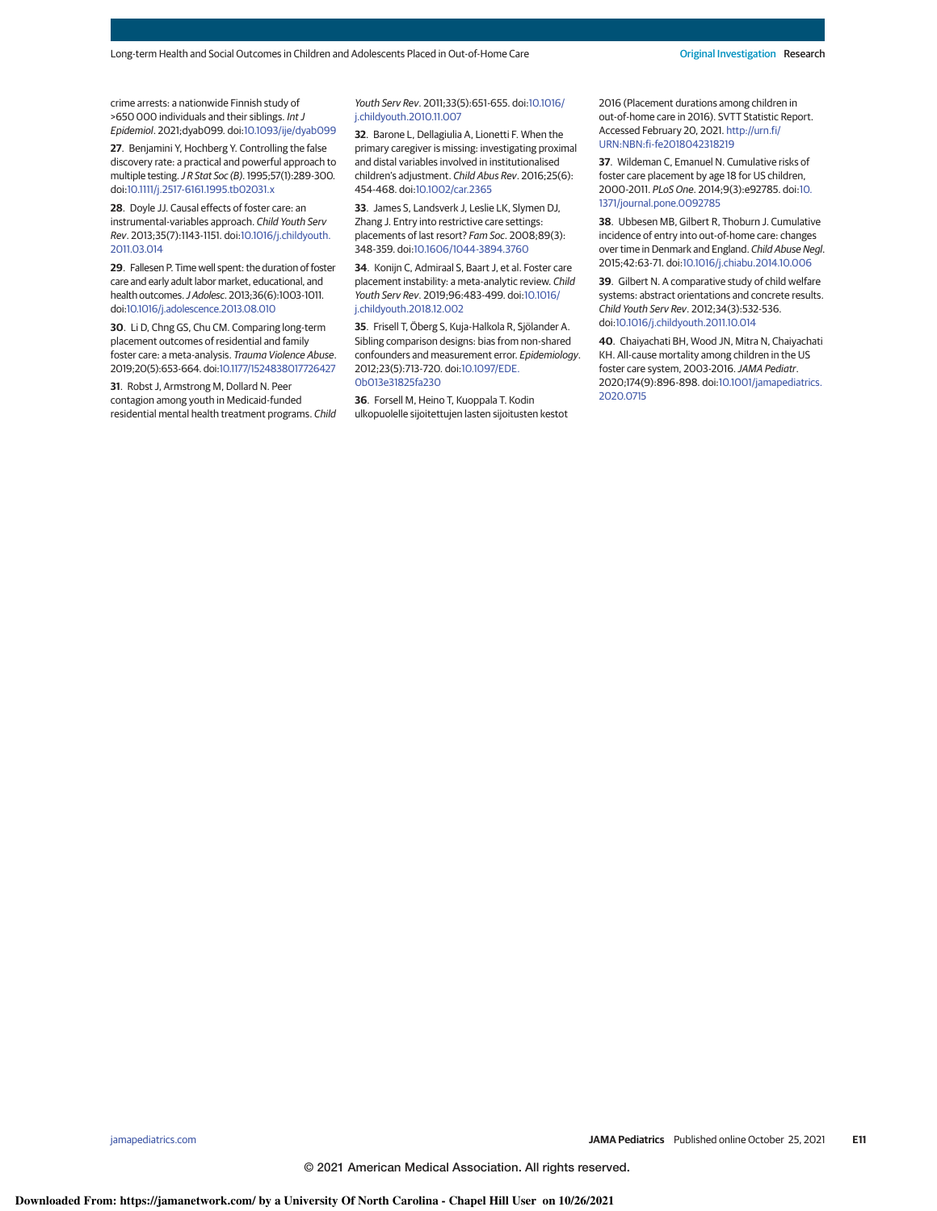crime arrests: a nationwide Finnish study of >650 000 individuals and their siblings. *Int J Epidemiol*. 2021;dyab099. doi:10.1093/ije/dyab099

**27**. Benjamini Y, Hochberg Y. Controlling the false discovery rate: a practical and powerful approach to multiple testing. *J R Stat Soc (B)*. 1995;57(1):289-300. doi:10.1111/j.2517-6161.1995.tb02031.x

**28**. Doyle JJ. Causal effects of foster care: an instrumental-variables approach. *Child Youth Serv Rev*. 2013;35(7):1143-1151. doi:10.1016/j.childyouth.2011.03.014

**29**. Fallesen P. Time well spent: the duration of foster care and early adult labor market, educational, and health outcomes. *J Adolesc*. 2013;36(6):1003-1011. doi:10.1016/j.adolescence.2013.08.010

**30**. Li D, Chng GS, Chu CM. Comparing long-term placement outcomes of residential and family foster care: a meta-analysis. *Trauma Violence Abuse*. 2019;20(5):653-664. doi:10.1177/1524838017726427

**31**. Robst J, Armstrong M, Dollard N. Peer contagion among youth in Medicaid-funded residential mental health treatment programs. *Child Youth Serv Rev*. 2011;33(5):651-655. doi:10.1016/j.childyouth.2010.11.007

**32**. Barone L, Dellagiulia A, Lionetti F. When the primary caregiver is missing: investigating proximal and distal variables involved in institutionalised children's adjustment. *Child Abus Rev*. 2016;25(6):454-468. doi:10.1002/car.2365

**33**. James S, Landsverk J, Leslie LK, Slymen DJ, Zhang J. Entry into restrictive care settings: placements of last resort? *Fam Soc*. 2008;89(3):348-359. doi:10.1606/1044-3894.3760

**34**. Konijn C, Admiraal S, Baart J, et al. Foster care placement instability: a meta-analytic review. *Child Youth Serv Rev*. 2019;96:483-499. doi:10.1016/j.childyouth.2018.12.002

**35**. Frisell T, Öberg S, Kuja-Halkola R, Sjölander A. Sibling comparison designs: bias from non-shared confounders and measurement error. *Epidemiology*. 2012;23(5):713-720. doi:10.1097/EDE.0b013e31825fa230

**36**. Forsell M, Heino T, Kuoppala T. Kodin ulkopuolelle sijoitettujen lasten sijoitusten kestot 2016 (Placement durations among children in out-of-home care in 2016). SVTT Statistic Report. Accessed February 20, 2021. http://urn.fi/URN:NBN:fi-fe2018042318219

**37**. Wildeman C, Emanuel N. Cumulative risks of foster care placement by age 18 for US children, 2000-2011. *PLoS One*. 2014;9(3):e92785. doi:10.1371/journal.pone.0092785

**38**. Ubbesen MB, Gilbert R, Thoburn J. Cumulative incidence of entry into out-of-home care: changes over time in Denmark and England. *Child Abuse Negl*. 2015;42:63-71. doi:10.1016/j.chiabu.2014.10.006

**39**. Gilbert N. A comparative study of child welfare systems: abstract orientations and concrete results. *Child Youth Serv Rev*. 2012;34(3):532-536. doi:10.1016/j.childyouth.2011.10.014

**40**. Chaiyachati BH, Wood JN, Mitra N, Chaiyachati KH. All-cause mortality among children in the US foster care system, 2003-2016. *JAMA Pediatr*. 2020;174(9):896-898. doi:10.1001/jamapediatrics.2020.0715